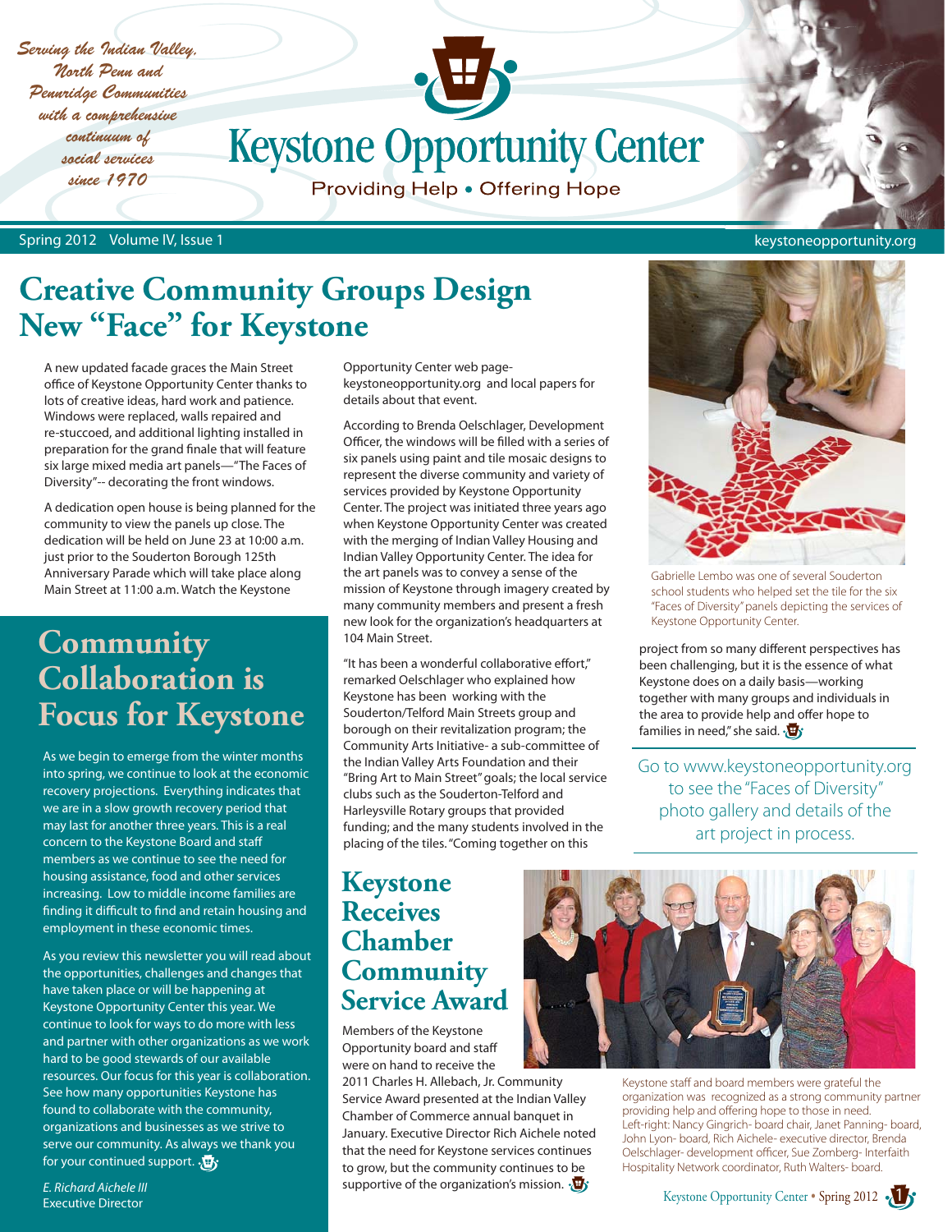*Serving the Indian Valley, North Penn and Pennridge Communities with a comprehensive continuum of social services since 1970*

# Keystone Opportunity Center

Providing Help • Offering Hope

Spring 2012 Volume IV, Issue 1

keystoneopportunity.org

## Creative Community Groups Design New "Face" for Keystone

A new updated facade graces the Main Street office of Keystone Opportunity Center thanks to lots of creative ideas, hard work and patience. Windows were replaced, walls repaired and re-stuccoed, and additional lighting installed in preparation for the grand finale that will feature six large mixed media art panels—"The Faces of Diversity"-- decorating the front windows.

A dedication open house is being planned for the community to view the panels up close. The dedication will be held on June 23 at 10:00 a.m. just prior to the Souderton Borough 125th Anniversary Parade which will take place along Main Street at 11:00 a.m. Watch the Keystone Opportunity Center web page- keystoneopportunity.org and local papers for details about that event.

According to Brenda Oelschlager, Development Officer, the windows will be filled with a series of six panels using paint and tile mosaic designs to represent the diverse community and variety of services provided by Keystone Opportunity Center. The project was initiated three years ago when Keystone Opportunity Center was created with the merging of Indian Valley Housing and Indian Valley Opportunity Center. The idea for the art panels was to convey a sense of the mission of Keystone through imagery created by many community members and present a fresh new look for the organization's headquarters at 104 Main Street.

"It has been a wonderful collaborative effort," remarked Oelschlager who explained how Keystone has been working with the Souderton/Telford Main Streets group and borough on their revitalization program; the Community Arts Initiative- a sub-committee of the Indian Valley Arts Foundation and their "Bring Art to Main Street" goals; the local service clubs such as the Souderton-Telford and Harleysville Rotary groups that provided funding; and the many students involved in the placing of the tiles. "Coming together on this project from so many different perspectives has been challenging, but it is the essence of what Keystone does on a daily basis—working together with many groups and individuals in the area to provide help and offer hope to families in need," she said.

Gabrielle Lembo was one of several Souderton school students who helped set the tile for the six "Faces of Diversity" panels depicting the services of Keystone Opportunity Center.

Go to www.keystoneopportunity.org to see the "Faces of Diversity" photo gallery and details of the art project in process.

## Community Collaboration is Focus for Keystone

As we begin to emerge from the winter months into spring, we continue to look at the economic recovery projections. Everything indicates that we are in a slow growth recovery period that may last for another three years. This is a real concern to the Keystone Board and staff members as we continue to see the need for housing assistance, food and other services increasing. Low to middle income families are finding it difficult to find and retain housing and employment in these economic times.

As you review this newsletter you will read about the opportunities, challenges and changes that have taken place or will be happening at Keystone Opportunity Center this year. We continue to look for ways to do more with less and partner with other organizations as we work hard to be good stewards of our available resources. Our focus for this year is collaboration. See how many opportunities Keystone has found to collaborate with the community, organizations and businesses as we strive to serve our community. As always we thank you for your continued support.

*E. Richard Aichele III*
Executive Director

## Keystone Receives Chamber Community Service Award

Members of the Keystone Opportunity board and staff were on hand to receive the 2011 Charles H. Allebach, Jr. Community Service Award presented at the Indian Valley Chamber of Commerce annual banquet in January. Executive Director Rich Aichele noted that the need for Keystone services continues to grow, but the community continues to be supportive of the organization's mission.

Keystone staff and board members were grateful the organization was recognized as a strong community partner providing help and offering hope to those in need. Left-right: Nancy Gingrich- board chair, Janet Panning- board, John Lyon- board, Rich Aichele- executive director, Brenda Oelschlager- development officer, Sue Zomberg- Interfaith Hospitality Network coordinator, Ruth Walters- board.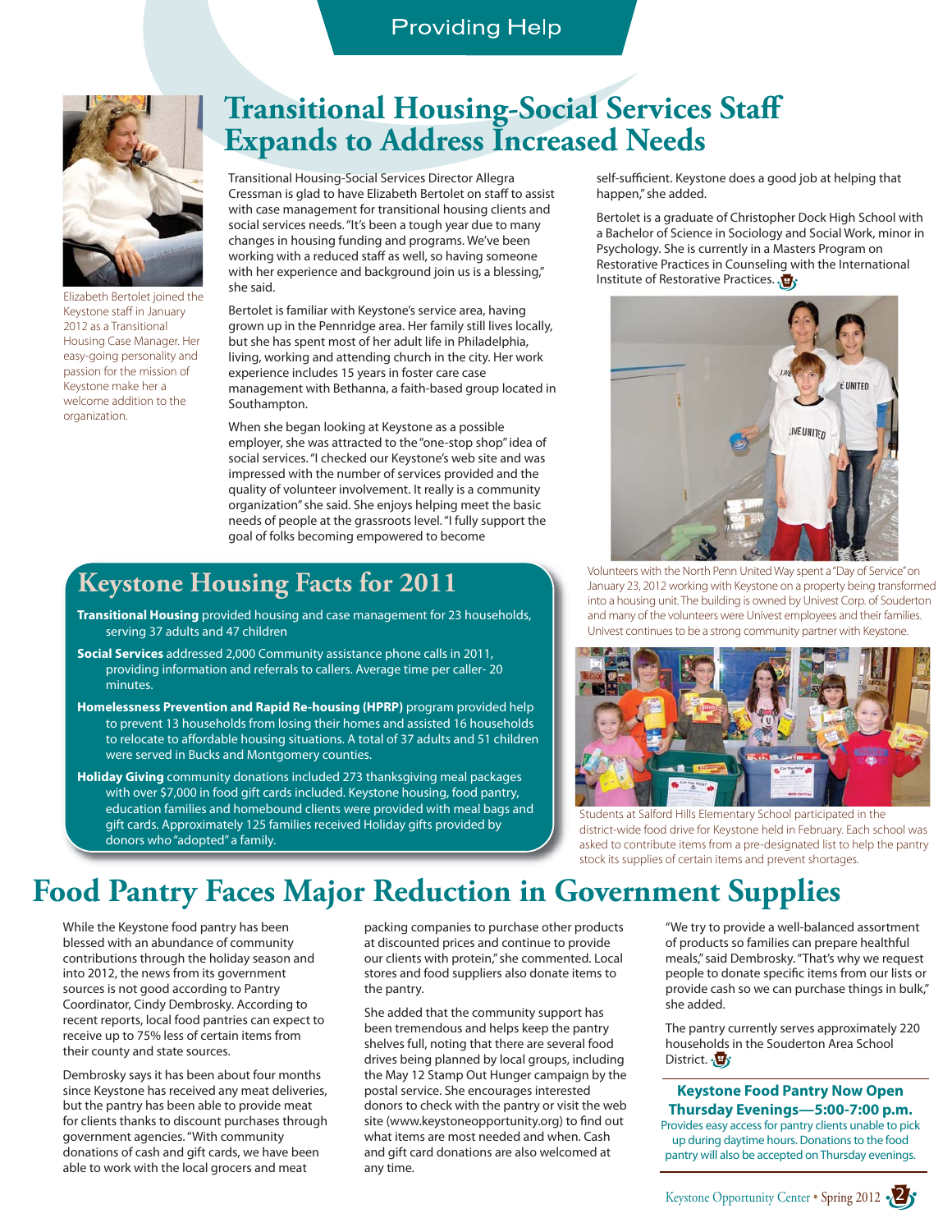## Providing Help

# Transitional Housing-Social Services Staff Expands to Address Increased Needs

Elizabeth Bertolet joined the Keystone staff in January 2012 as a Transitional Housing Case Manager. Her easy-going personality and passion for the mission of Keystone make her a welcome addition to the organization.

Transitional Housing-Social Services Director Allegra Cressman is glad to have Elizabeth Bertolet on staff to assist with case management for transitional housing clients and social services needs. "It's been a tough year due to many changes in housing funding and programs. We've been working with a reduced staff as well, so having someone with her experience and background join us is a blessing," she said.

Bertolet is familiar with Keystone's service area, having grown up in the Pennridge area. Her family still lives locally, but she has spent most of her adult life in Philadelphia, living, working and attending church in the city. Her work experience includes 15 years in foster care case management with Bethanna, a faith-based group located in Southampton.

When she began looking at Keystone as a possible employer, she was attracted to the "one-stop shop" idea of social services. "I checked our Keystone's web site and was impressed with the number of services provided and the quality of volunteer involvement. It really is a community organization" she said. She enjoys helping meet the basic needs of people at the grassroots level. "I fully support the goal of folks becoming empowered to become self-sufficient. Keystone does a good job at helping that happen," she added.

Bertolet is a graduate of Christopher Dock High School with a Bachelor of Science in Sociology and Social Work, minor in Psychology. She is currently in a Masters Program on Restorative Practices in Counseling with the International Institute of Restorative Practices.

Volunteers with the North Penn United Way spent a "Day of Service" on January 23, 2012 working with Keystone on a property being transformed into a housing unit. The building is owned by Univest Corp. of Souderton and many of the volunteers were Univest employees and their families. Univest continues to be a strong community partner with Keystone.

## Keystone Housing Facts for 2011

**Transitional Housing** provided housing and case management for 23 households, serving 37 adults and 47 children

**Social Services** addressed 2,000 Community assistance phone calls in 2011, providing information and referrals to callers. Average time per caller- 20 minutes.

**Homelessness Prevention and Rapid Re-housing (HPRP)** program provided help to prevent 13 households from losing their homes and assisted 16 households to relocate to affordable housing situations. A total of 37 adults and 51 children were served in Bucks and Montgomery counties.

**Holiday Giving** community donations included 273 thanksgiving meal packages with over $7,000 in food gift cards included. Keystone housing, food pantry, education families and homebound clients were provided with meal bags and gift cards. Approximately 125 families received Holiday gifts provided by donors who "adopted" a family.

Students at Salford Hills Elementary School participated in the district-wide food drive for Keystone held in February. Each school was asked to contribute items from a pre-designated list to help the pantry stock its supplies of certain items and prevent shortages.

# Food Pantry Faces Major Reduction in Government Supplies

While the Keystone food pantry has been blessed with an abundance of community contributions through the holiday season and into 2012, the news from its government sources is not good according to Pantry Coordinator, Cindy Dembrosky. According to recent reports, local food pantries can expect to receive up to 75% less of certain items from their county and state sources.

Dembrosky says it has been about four months since Keystone has received any meat deliveries, but the pantry has been able to provide meat for clients thanks to discount purchases through government agencies. "With community donations of cash and gift cards, we have been able to work with the local grocers and meat packing companies to purchase other products at discounted prices and continue to provide our clients with protein," she commented. Local stores and food suppliers also donate items to the pantry.

She added that the community support has been tremendous and helps keep the pantry shelves full, noting that there are several food drives being planned by local groups, including the May 12 Stamp Out Hunger campaign by the postal service. She encourages interested donors to check with the pantry or visit the web site (www.keystoneopportunity.org) to find out what items are most needed and when. Cash and gift card donations are also welcomed at any time.

"We try to provide a well-balanced assortment of products so families can prepare healthful meals," said Dembrosky. "That's why we request people to donate specific items from our lists or provide cash so we can purchase things in bulk," she added.

The pantry currently serves approximately 220 households in the Souderton Area School District.

### Keystone Food Pantry Now Open Thursday Evenings—5:00-7:00 p.m.

Provides easy access for pantry clients unable to pick up during daytime hours. Donations to the food pantry will also be accepted on Thursday evenings.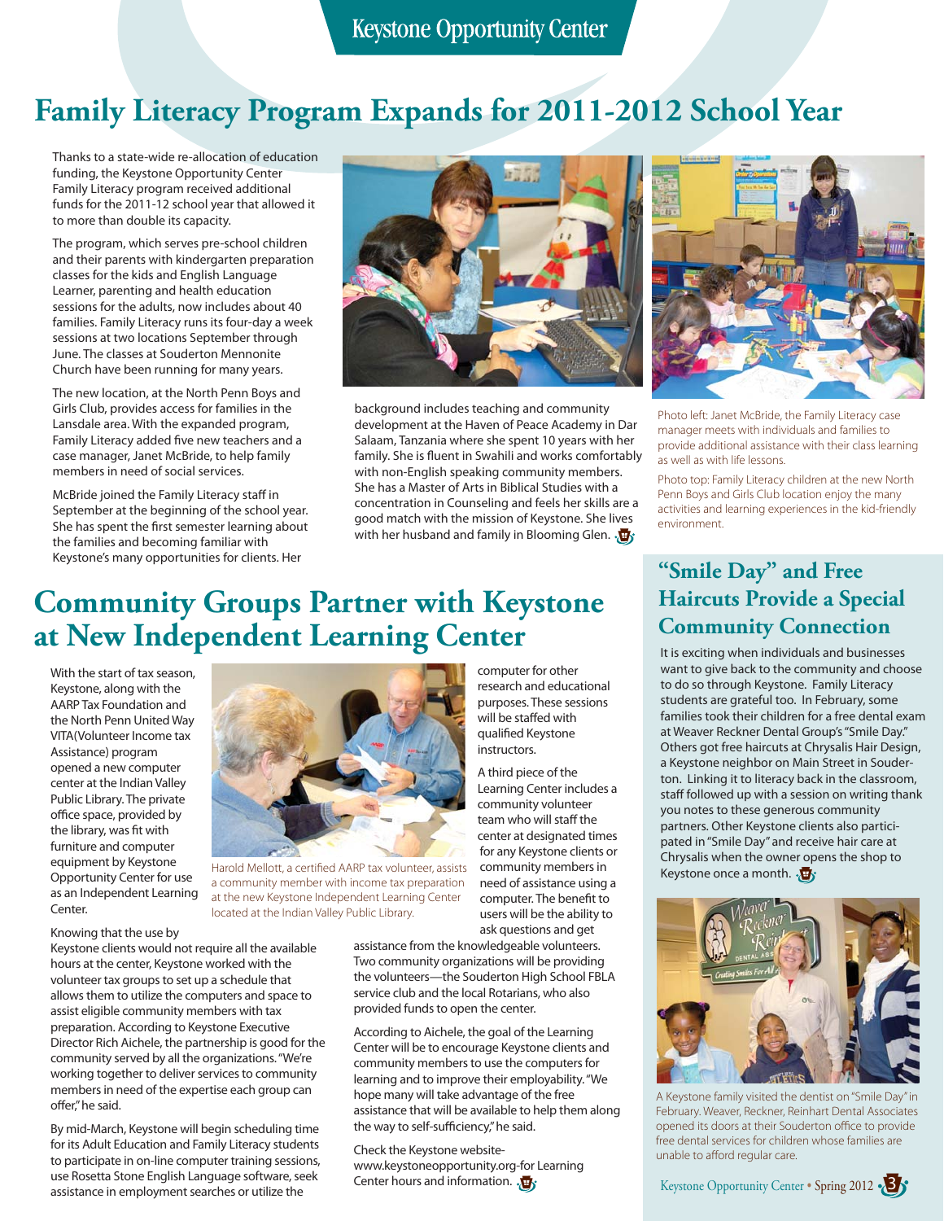# Family Literacy Program Expands for 2011-2012 School Year

Thanks to a state-wide re-allocation of education funding, the Keystone Opportunity Center Family Literacy program received additional funds for the 2011-12 school year that allowed it to more than double its capacity.

The program, which serves pre-school children and their parents with kindergarten preparation classes for the kids and English Language Learner, parenting and health education sessions for the adults, now includes about 40 families. Family Literacy runs its four-day a week sessions at two locations September through June. The classes at Souderton Mennonite Church have been running for many years.

The new location, at the North Penn Boys and Girls Club, provides access for families in the Lansdale area. With the expanded program, Family Literacy added five new teachers and a case manager, Janet McBride, to help family members in need of social services.

McBride joined the Family Literacy staff in September at the beginning of the school year. She has spent the first semester learning about the families and becoming familiar with Keystone's many opportunities for clients. Her background includes teaching and community development at the Haven of Peace Academy in Dar Salaam, Tanzania where she spent 10 years with her family. She is fluent in Swahili and works comfortably with non-English speaking community members. She has a Master of Arts in Biblical Studies with a concentration in Counseling and feels her skills are a good match with the mission of Keystone. She lives with her husband and family in Blooming Glen.

Photo left: Janet McBride, the Family Literacy case manager meets with individuals and families to provide additional assistance with their class learning as well as with life lessons.

Photo top: Family Literacy children at the new North Penn Boys and Girls Club location enjoy the many activities and learning experiences in the kid-friendly environment.

# Community Groups Partner with Keystone at New Independent Learning Center

With the start of tax season, Keystone, along with the AARP Tax Foundation and the North Penn United Way VITA(Volunteer Income tax Assistance) program opened a new computer center at the Indian Valley Public Library. The private office space, provided by the library, was fit with furniture and computer equipment by Keystone Opportunity Center for use as an Independent Learning Center.

Harold Mellott, a certified AARP tax volunteer, assists a community member with income tax preparation at the new Keystone Independent Learning Center located at the Indian Valley Public Library.

Knowing that the use by Keystone clients would not require all the available hours at the center, Keystone worked with the volunteer tax groups to set up a schedule that allows them to utilize the computers and space to assist eligible community members with tax preparation. According to Keystone Executive Director Rich Aichele, the partnership is good for the community served by all the organizations. "We're working together to deliver services to community members in need of the expertise each group can offer," he said.

By mid-March, Keystone will begin scheduling time for its Adult Education and Family Literacy students to participate in on-line computer training sessions, use Rosetta Stone English Language software, seek assistance in employment searches or utilize the computer for other research and educational purposes. These sessions will be staffed with qualified Keystone instructors.

A third piece of the Learning Center includes a community volunteer team who will staff the center at designated times for any Keystone clients or community members in need of assistance using a computer. The benefit to users will be the ability to ask questions and get assistance from the knowledgeable volunteers. Two community organizations will be providing the volunteers—the Souderton High School FBLA service club and the local Rotarians, who also provided funds to open the center.

According to Aichele, the goal of the Learning Center will be to encourage Keystone clients and community members to use the computers for learning and to improve their employability. "We hope many will take advantage of the free assistance that will be available to help them along the way to self-sufficiency," he said.

Check the Keystone website-www.keystoneopportunity.org-for Learning Center hours and information.

## "Smile Day" and Free Haircuts Provide a Special Community Connection

It is exciting when individuals and businesses want to give back to the community and choose to do so through Keystone. Family Literacy students are grateful too. In February, some families took their children for a free dental exam at Weaver Reckner Dental Group's "Smile Day." Others got free haircuts at Chrysalis Hair Design, a Keystone neighbor on Main Street in Souderton. Linking it to literacy back in the classroom, staff followed up with a session on writing thank you notes to these generous community partners. Other Keystone clients also participated in "Smile Day" and receive hair care at Chrysalis when the owner opens the shop to Keystone once a month.

A Keystone family visited the dentist on "Smile Day" in February. Weaver, Reckner, Reinhart Dental Associates opened its doors at their Souderton office to provide free dental services for children whose families are unable to afford regular care.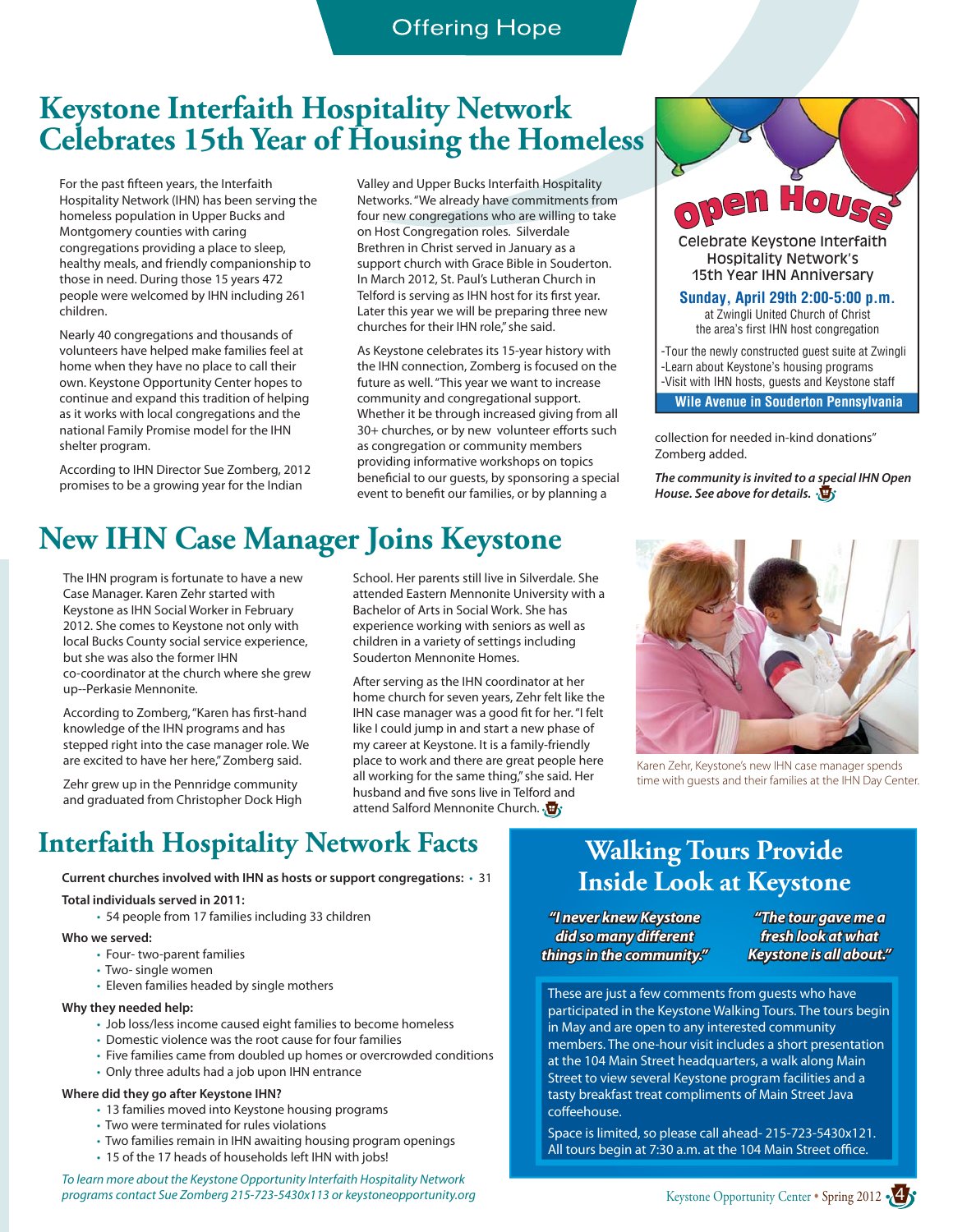Offering Hope

# Keystone Interfaith Hospitality Network Celebrates 15th Year of Housing the Homeless

For the past fifteen years, the Interfaith Hospitality Network (IHN) has been serving the homeless population in Upper Bucks and Montgomery counties with caring congregations providing a place to sleep, healthy meals, and friendly companionship to those in need. During those 15 years 472 people were welcomed by IHN including 261 children.

Nearly 40 congregations and thousands of volunteers have helped make families feel at home when they have no place to call their own. Keystone Opportunity Center hopes to continue and expand this tradition of helping as it works with local congregations and the national Family Promise model for the IHN shelter program.

According to IHN Director Sue Zomberg, 2012 promises to be a growing year for the Indian Valley and Upper Bucks Interfaith Hospitality Networks. "We already have commitments from four new congregations who are willing to take on Host Congregation roles. Silverdale Brethren in Christ served in January as a support church with Grace Bible in Souderton. In March 2012, St. Paul's Lutheran Church in Telford is serving as IHN host for its first year. Later this year we will be preparing three new churches for their IHN role," she said.

As Keystone celebrates its 15-year history with the IHN connection, Zomberg is focused on the future as well. "This year we want to increase community and congregational support. Whether it be through increased giving from all 30+ churches, or by new volunteer efforts such as congregation or community members providing informative workshops on topics beneficial to our guests, by sponsoring a special event to benefit our families, or by planning a collection for needed in-kind donations" Zomberg added.

***The community is invited to a special IHN Open House. See above for details.***

**Open House**

Celebrate Keystone Interfaith Hospitality Network's 15th Year IHN Anniversary

**Sunday, April 29th 2:00-5:00 p.m.**
at Zwingli United Church of Christ
the area's first IHN host congregation

-Tour the newly constructed guest suite at Zwingli
-Learn about Keystone's housing programs
-Visit with IHN hosts, guests and Keystone staff

**Wile Avenue in Souderton Pennsylvania**

# New IHN Case Manager Joins Keystone

The IHN program is fortunate to have a new Case Manager. Karen Zehr started with Keystone as IHN Social Worker in February 2012. She comes to Keystone not only with local Bucks County social service experience, but she was also the former IHN co-coordinator at the church where she grew up--Perkasie Mennonite.

According to Zomberg, "Karen has first-hand knowledge of the IHN programs and has stepped right into the case manager role. We are excited to have her here," Zomberg said.

Zehr grew up in the Pennridge community and graduated from Christopher Dock High School. Her parents still live in Silverdale. She attended Eastern Mennonite University with a Bachelor of Arts in Social Work. She has experience working with seniors as well as children in a variety of settings including Souderton Mennonite Homes.

After serving as the IHN coordinator at her home church for seven years, Zehr felt like the IHN case manager was a good fit for her. "I felt like I could jump in and start a new phase of my career at Keystone. It is a family-friendly place to work and there are great people here all working for the same thing," she said. Her husband and five sons live in Telford and attend Salford Mennonite Church.

Karen Zehr, Keystone's new IHN case manager spends time with guests and their families at the IHN Day Center.

# Interfaith Hospitality Network Facts

**Current churches involved with IHN as hosts or support congregations:** • 31

**Total individuals served in 2011:**
- 54 people from 17 families including 33 children

**Who we served:**
- Four- two-parent families
- Two- single women
- Eleven families headed by single mothers

**Why they needed help:**
- Job loss/less income caused eight families to become homeless
- Domestic violence was the root cause for four families
- Five families came from doubled up homes or overcrowded conditions
- Only three adults had a job upon IHN entrance

**Where did they go after Keystone IHN?**
- 13 families moved into Keystone housing programs
- Two were terminated for rules violations
- Two families remain in IHN awaiting housing program openings
- 15 of the 17 heads of households left IHN with jobs!

*To learn more about the Keystone Opportunity Interfaith Hospitality Network programs contact Sue Zomberg 215-723-5430x113 or keystoneopportunity.org*

# Walking Tours Provide Inside Look at Keystone

***"I never knew Keystone did so many different things in the community."***

***"The tour gave me a fresh look at what Keystone is all about."***

These are just a few comments from guests who have participated in the Keystone Walking Tours. The tours begin in May and are open to any interested community members. The one-hour visit includes a short presentation at the 104 Main Street headquarters, a walk along Main Street to view several Keystone program facilities and a tasty breakfast treat compliments of Main Street Java coffeehouse.

Space is limited, so please call ahead- 215-723-5430x121. All tours begin at 7:30 a.m. at the 104 Main Street office.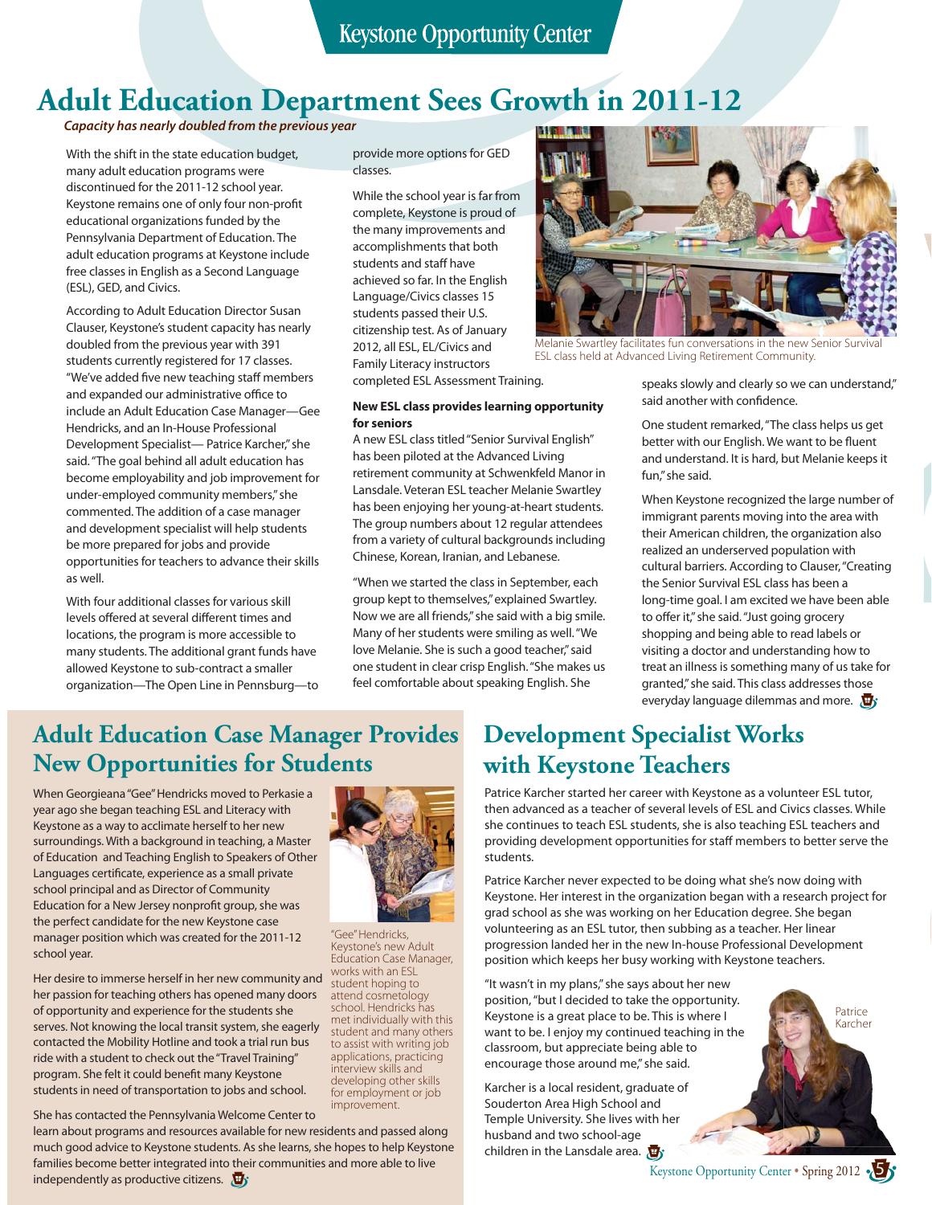# Adult Education Department Sees Growth in 2011-12

***Capacity has nearly doubled from the previous year***

With the shift in the state education budget, many adult education programs were discontinued for the 2011-12 school year. Keystone remains one of only four non-profit educational organizations funded by the Pennsylvania Department of Education. The adult education programs at Keystone include free classes in English as a Second Language (ESL), GED, and Civics.

According to Adult Education Director Susan Clauser, Keystone's student capacity has nearly doubled from the previous year with 391 students currently registered for 17 classes. "We've added five new teaching staff members and expanded our administrative office to include an Adult Education Case Manager—Gee Hendricks, and an In-House Professional Development Specialist— Patrice Karcher," she said. "The goal behind all adult education has become employability and job improvement for under-employed community members," she commented. The addition of a case manager and development specialist will help students be more prepared for jobs and provide opportunities for teachers to advance their skills as well.

With four additional classes for various skill levels offered at several different times and locations, the program is more accessible to many students. The additional grant funds have allowed Keystone to sub-contract a smaller organization—The Open Line in Pennsburg—to provide more options for GED classes.

While the school year is far from complete, Keystone is proud of the many improvements and accomplishments that both students and staff have achieved so far. In the English Language/Civics classes 15 students passed their U.S. citizenship test. As of January 2012, all ESL, EL/Civics and Family Literacy instructors completed ESL Assessment Training.

Melanie Swartley facilitates fun conversations in the new Senior Survival ESL class held at Advanced Living Retirement Community.

**New ESL class provides learning opportunity for seniors**

A new ESL class titled "Senior Survival English" has been piloted at the Advanced Living retirement community at Schwenkfeld Manor in Lansdale. Veteran ESL teacher Melanie Swartley has been enjoying her young-at-heart students. The group numbers about 12 regular attendees from a variety of cultural backgrounds including Chinese, Korean, Iranian, and Lebanese.

"When we started the class in September, each group kept to themselves," explained Swartley. Now we are all friends," she said with a big smile. Many of her students were smiling as well. "We love Melanie. She is such a good teacher," said one student in clear crisp English. "She makes us feel comfortable about speaking English. She speaks slowly and clearly so we can understand," said another with confidence.

One student remarked, "The class helps us get better with our English. We want to be fluent and understand. It is hard, but Melanie keeps it fun," she said.

When Keystone recognized the large number of immigrant parents moving into the area with their American children, the organization also realized an underserved population with cultural barriers. According to Clauser, "Creating the Senior Survival ESL class has been a long-time goal. I am excited we have been able to offer it," she said. "Just going grocery shopping and being able to read labels or visiting a doctor and understanding how to treat an illness is something many of us take for granted," she said. This class addresses those everyday language dilemmas and more.

## Adult Education Case Manager Provides New Opportunities for Students

When Georgieana "Gee" Hendricks moved to Perkasie a year ago she began teaching ESL and Literacy with Keystone as a way to acclimate herself to her new surroundings. With a background in teaching, a Master of Education and Teaching English to Speakers of Other Languages certificate, experience as a small private school principal and as Director of Community Education for a New Jersey nonprofit group, she was the perfect candidate for the new Keystone case manager position which was created for the 2011-12 school year.

"Gee" Hendricks, Keystone's new Adult Education Case Manager, works with an ESL student hoping to attend cosmetology school. Hendricks has met individually with this student and many others to assist with writing job applications, practicing interview skills and developing other skills for employment or job improvement.

Her desire to immerse herself in her new community and her passion for teaching others has opened many doors of opportunity and experience for the students she serves. Not knowing the local transit system, she eagerly contacted the Mobility Hotline and took a trial run bus ride with a student to check out the "Travel Training" program. She felt it could benefit many Keystone students in need of transportation to jobs and school.

She has contacted the Pennsylvania Welcome Center to learn about programs and resources available for new residents and passed along much good advice to Keystone students. As she learns, she hopes to help Keystone families become better integrated into their communities and more able to live independently as productive citizens.

## Development Specialist Works with Keystone Teachers

Patrice Karcher started her career with Keystone as a volunteer ESL tutor, then advanced as a teacher of several levels of ESL and Civics classes. While she continues to teach ESL students, she is also teaching ESL teachers and providing development opportunities for staff members to better serve the students.

Patrice Karcher never expected to be doing what she's now doing with Keystone. Her interest in the organization began with a research project for grad school as she was working on her Education degree. She began volunteering as an ESL tutor, then subbing as a teacher. Her linear progression landed her in the new In-house Professional Development position which keeps her busy working with Keystone teachers.

"It wasn't in my plans," she says about her new position, "but I decided to take the opportunity. Keystone is a great place to be. This is where I want to be. I enjoy my continued teaching in the classroom, but appreciate being able to encourage those around me," she said.

Patrice Karcher

Karcher is a local resident, graduate of Souderton Area High School and Temple University. She lives with her husband and two school-age children in the Lansdale area.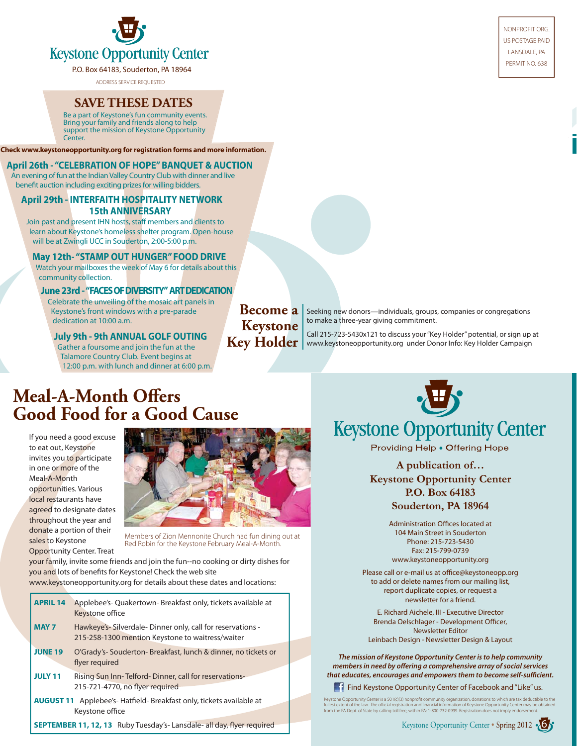Keystone Opportunity Center

P.O. Box 64183, Souderton, PA 18964

ADDRESS SERVICE REQUESTED

NONPROFIT ORG.
US POSTAGE PAID
LANSDALE, PA
PERMIT NO. 638

## SAVE THESE DATES

Be a part of Keystone's fun community events. Bring your family and friends along to help support the mission of Keystone Opportunity Center.

**Check www.keystoneopportunity.org for registration forms and more information.**

### April 26th - "CELEBRATION OF HOPE" BANQUET & AUCTION

An evening of fun at the Indian Valley Country Club with dinner and live benefit auction including exciting prizes for willing bidders.

### April 29th - INTERFAITH HOSPITALITY NETWORK 15th ANNIVERSARY

Join past and present IHN hosts, staff members and clients to learn about Keystone's homeless shelter program. Open-house will be at Zwingli UCC in Souderton, 2:00-5:00 p.m.

### May 12th- "STAMP OUT HUNGER" FOOD DRIVE

Watch your mailboxes the week of May 6 for details about this community collection.

### June 23rd - "FACES OF DIVERSITY" ART DEDICATION

Celebrate the unveiling of the mosaic art panels in Keystone's front windows with a pre-parade dedication at 10:00 a.m.

### July 9th - 9th ANNUAL GOLF OUTING

Gather a foursome and join the fun at the Talamore Country Club. Event begins at 12:00 p.m. with lunch and dinner at 6:00 p.m.

## Become a Keystone Key Holder

Seeking new donors—individuals, groups, companies or congregations to make a three-year giving commitment.

Call 215-723-5430x121 to discuss your "Key Holder" potential, or sign up at www.keystoneopportunity.org under Donor Info: Key Holder Campaign

## Meal-A-Month Offers Good Food for a Good Cause

If you need a good excuse to eat out, Keystone invites you to participate in one or more of the Meal-A-Month opportunities. Various local restaurants have agreed to designate dates throughout the year and donate a portion of their sales to Keystone Opportunity Center. Treat your family, invite some friends and join the fun--no cooking or dirty dishes for you and lots of benefits for Keystone! Check the web site www.keystoneopportunity.org for details about these dates and locations:

Members of Zion Mennonite Church had fun dining out at Red Robin for the Keystone February Meal-A-Month.

| | |
|---|---|
| **APRIL 14** | Applebee's- Quakertown- Breakfast only, tickets available at Keystone office |
| **MAY 7** | Hawkeye's- Silverdale- Dinner only, call for reservations - 215-258-1300 mention Keystone to waitress/waiter |
| **JUNE 19** | O'Grady's- Souderton- Breakfast, lunch & dinner, no tickets or flyer required |
| **JULY 11** | Rising Sun Inn- Telford- Dinner, call for reservations- 215-721-4770, no flyer required |
| **AUGUST 11** | Applebee's- Hatfield- Breakfast only, tickets available at Keystone office |
| **SEPTEMBER 11, 12, 13** | Ruby Tuesday's- Lansdale- all day, flyer required |

Keystone Opportunity Center

Providing Help • Offering Hope

**A publication of…
Keystone Opportunity Center
P.O. Box 64183
Souderton, PA 18964**

Administration Offices located at
104 Main Street in Souderton
Phone: 215-723-5430
Fax: 215-799-0739
www.keystoneopportunity.org

Please call or e-mail us at office@keystoneopp.org to add or delete names from our mailing list, report duplicate copies, or request a newsletter for a friend.

E. Richard Aichele, III - Executive Director
Brenda Oelschlager - Development Officer, Newsletter Editor
Leinbach Design - Newsletter Design & Layout

***The mission of Keystone Opportunity Center is to help community members in need by offering a comprehensive array of social services that educates, encourages and empowers them to become self-sufficient.***

Find Keystone Opportunity Center of Facebook and "Like" us.

Keystone Opportunity Center is a 501(c)(3) nonprofit community organization, donations to which are tax deductible to the fullest extent of the law. The official registration and financial information of Keystone Opportunity Center may be obtained from the PA Dept. of State by calling toll free, within PA: 1-800-732-0999. Registration does not imply endorsement.